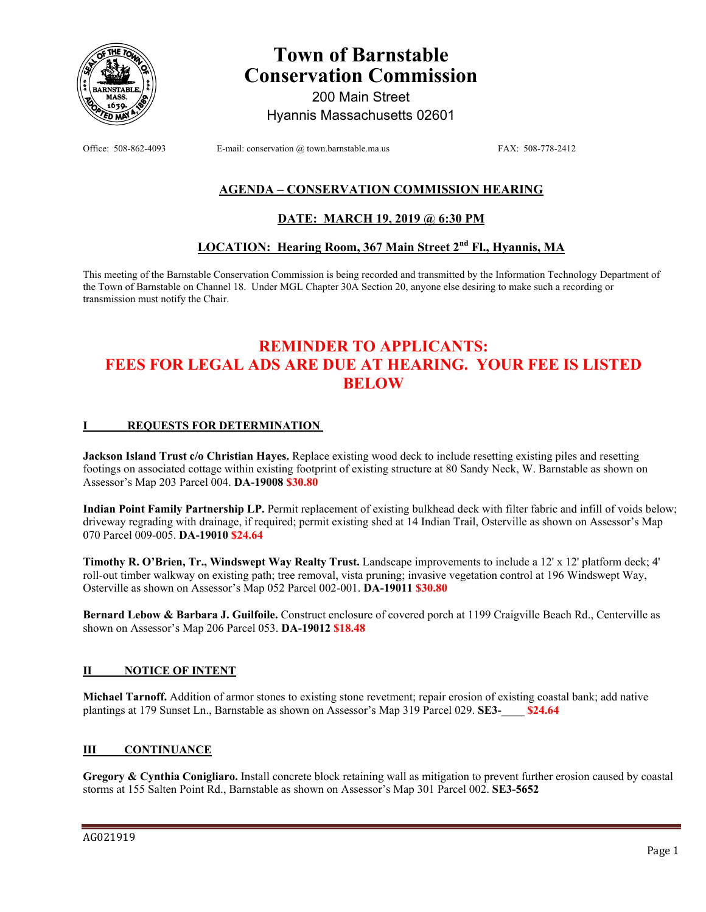# Town of Barnstable Conservation Commission

200 Main Street
Hyannis Massachusetts 02601

Office: 508-862-4093 E-mail: conservation @ town.barnstable.ma.us FAX: 508-778-2412

## AGENDA – CONSERVATION COMMISSION HEARING

## DATE: MARCH 19, 2019 @ 6:30 PM

## LOCATION: Hearing Room, 367 Main Street 2nd Fl., Hyannis, MA

This meeting of the Barnstable Conservation Commission is being recorded and transmitted by the Information Technology Department of the Town of Barnstable on Channel 18. Under MGL Chapter 30A Section 20, anyone else desiring to make such a recording or transmission must notify the Chair.

## REMINDER TO APPLICANTS: FEES FOR LEGAL ADS ARE DUE AT HEARING. YOUR FEE IS LISTED BELOW

### I REQUESTS FOR DETERMINATION

**Jackson Island Trust c/o Christian Hayes.** Replace existing wood deck to include resetting existing piles and resetting footings on associated cottage within existing footprint of existing structure at 80 Sandy Neck, W. Barnstable as shown on Assessor's Map 203 Parcel 004. **DA-19008** **$30.80**

**Indian Point Family Partnership LP.** Permit replacement of existing bulkhead deck with filter fabric and infill of voids below; driveway regrading with drainage, if required; permit existing shed at 14 Indian Trail, Osterville as shown on Assessor's Map 070 Parcel 009-005. **DA-19010** **$24.64**

**Timothy R. O'Brien, Tr., Windswept Way Realty Trust.** Landscape improvements to include a 12' x 12' platform deck; 4' roll-out timber walkway on existing path; tree removal, vista pruning; invasive vegetation control at 196 Windswept Way, Osterville as shown on Assessor's Map 052 Parcel 002-001. **DA-19011** **$30.80**

**Bernard Lebow & Barbara J. Guilfoile.** Construct enclosure of covered porch at 1199 Craigville Beach Rd., Centerville as shown on Assessor's Map 206 Parcel 053. **DA-19012** **$18.48**

### II NOTICE OF INTENT

**Michael Tarnoff.** Addition of armor stones to existing stone revetment; repair erosion of existing coastal bank; add native plantings at 179 Sunset Ln., Barnstable as shown on Assessor's Map 319 Parcel 029. **SE3-____** **$24.64**

### III CONTINUANCE

**Gregory & Cynthia Conigliaro.** Install concrete block retaining wall as mitigation to prevent further erosion caused by coastal storms at 155 Salten Point Rd., Barnstable as shown on Assessor's Map 301 Parcel 002. **SE3-5652**

AG021919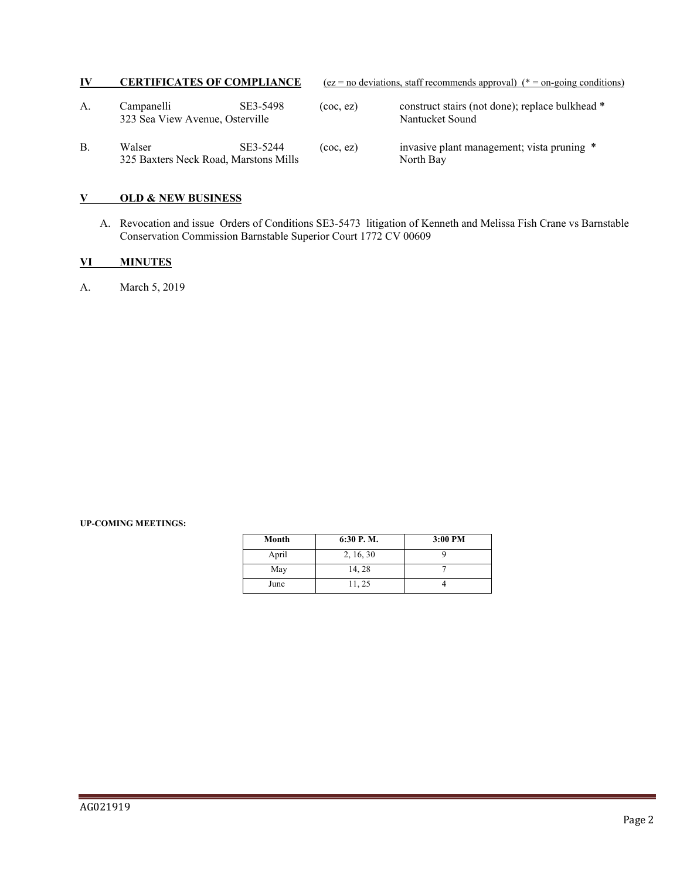## IV CERTIFICATES OF COMPLIANCE

(ez = no deviations, staff recommends approval) (* = on-going conditions)

A. Campanelli SE3-5498 (coc, ez) construct stairs (not done); replace bulkhead *
323 Sea View Avenue, Osterville Nantucket Sound

B. Walser SE3-5244 (coc, ez) invasive plant management; vista pruning *
325 Baxters Neck Road, Marstons Mills North Bay

## V OLD & NEW BUSINESS

A. Revocation and issue Orders of Conditions SE3-5473 litigation of Kenneth and Melissa Fish Crane vs Barnstable Conservation Commission Barnstable Superior Court 1772 CV 00609

## VI MINUTES

A. March 5, 2019

**UP-COMING MEETINGS:**

| Month | 6:30 P. M. | 3:00 PM |
|---|---|---|
| April | 2, 16, 30 | 9 |
| May | 14, 28 | 7 |
| June | 11, 25 | 4 |

AG021919